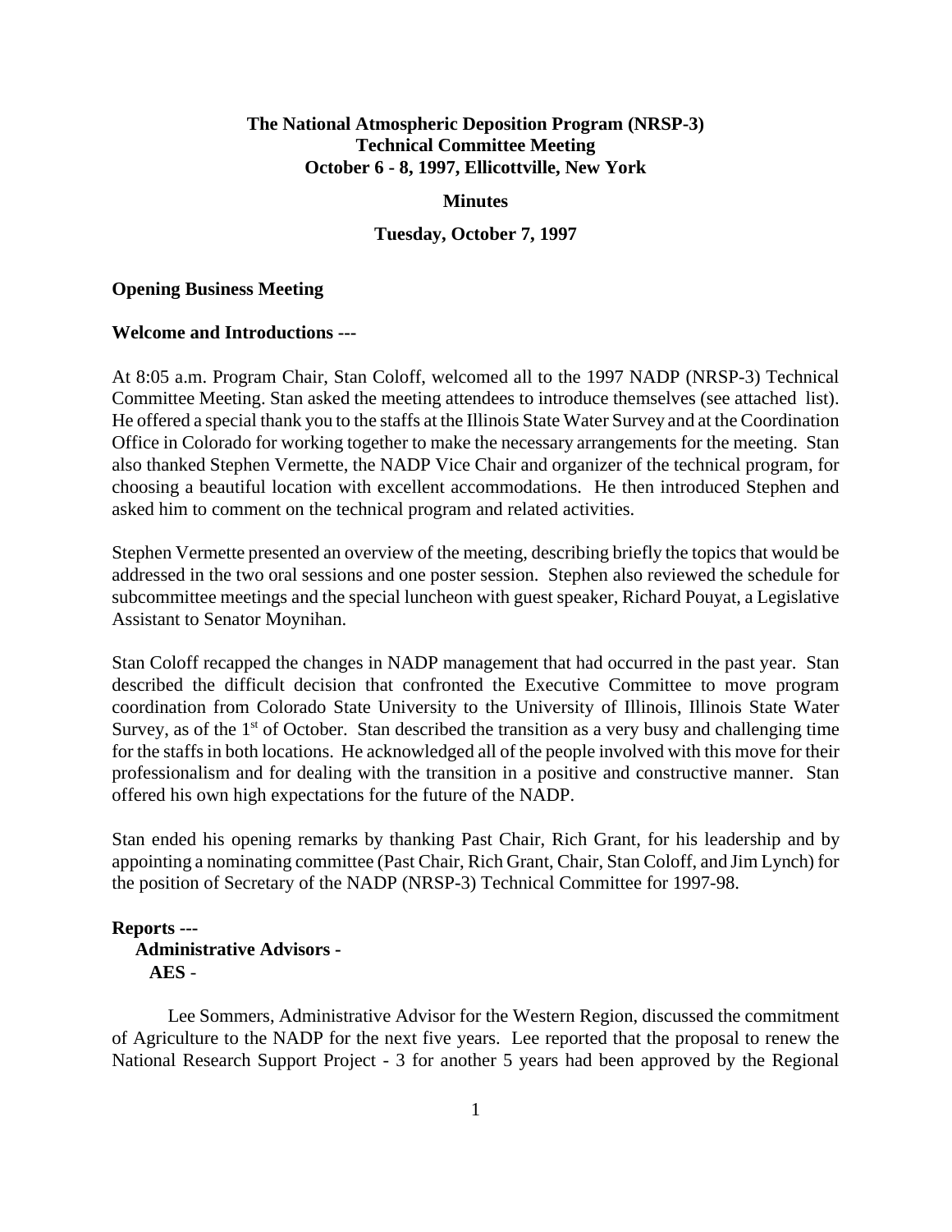# The National Atmospheric Deposition Program (NRSP-3)
# Technical Committee Meeting
# October 6 - 8, 1997, Ellicottville, New York

## Minutes

### Tuesday, October 7, 1997

**Opening Business Meeting**

**Welcome and Introductions ---**

At 8:05 a.m. Program Chair, Stan Coloff, welcomed all to the 1997 NADP (NRSP-3) Technical Committee Meeting. Stan asked the meeting attendees to introduce themselves (see attached list). He offered a special thank you to the staffs at the Illinois State Water Survey and at the Coordination Office in Colorado for working together to make the necessary arrangements for the meeting. Stan also thanked Stephen Vermette, the NADP Vice Chair and organizer of the technical program, for choosing a beautiful location with excellent accommodations. He then introduced Stephen and asked him to comment on the technical program and related activities.

Stephen Vermette presented an overview of the meeting, describing briefly the topics that would be addressed in the two oral sessions and one poster session. Stephen also reviewed the schedule for subcommittee meetings and the special luncheon with guest speaker, Richard Pouyat, a Legislative Assistant to Senator Moynihan.

Stan Coloff recapped the changes in NADP management that had occurred in the past year. Stan described the difficult decision that confronted the Executive Committee to move program coordination from Colorado State University to the University of Illinois, Illinois State Water Survey, as of the 1st of October. Stan described the transition as a very busy and challenging time for the staffs in both locations. He acknowledged all of the people involved with this move for their professionalism and for dealing with the transition in a positive and constructive manner. Stan offered his own high expectations for the future of the NADP.

Stan ended his opening remarks by thanking Past Chair, Rich Grant, for his leadership and by appointing a nominating committee (Past Chair, Rich Grant, Chair, Stan Coloff, and Jim Lynch) for the position of Secretary of the NADP (NRSP-3) Technical Committee for 1997-98.

**Reports ---**

**Administrative Advisors -**

**AES** -

Lee Sommers, Administrative Advisor for the Western Region, discussed the commitment of Agriculture to the NADP for the next five years. Lee reported that the proposal to renew the National Research Support Project - 3 for another 5 years had been approved by the Regional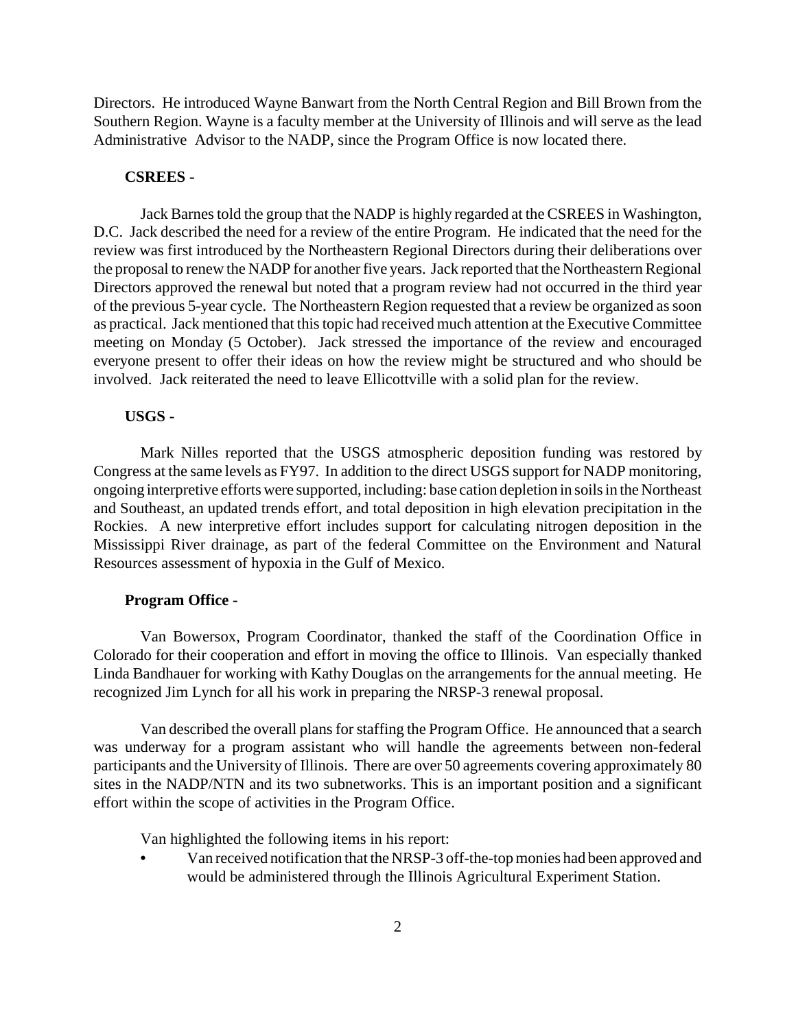Directors. He introduced Wayne Banwart from the North Central Region and Bill Brown from the Southern Region. Wayne is a faculty member at the University of Illinois and will serve as the lead Administrative Advisor to the NADP, since the Program Office is now located there.

**CSREES -**

Jack Barnes told the group that the NADP is highly regarded at the CSREES in Washington, D.C. Jack described the need for a review of the entire Program. He indicated that the need for the review was first introduced by the Northeastern Regional Directors during their deliberations over the proposal to renew the NADP for another five years. Jack reported that the Northeastern Regional Directors approved the renewal but noted that a program review had not occurred in the third year of the previous 5-year cycle. The Northeastern Region requested that a review be organized as soon as practical. Jack mentioned that this topic had received much attention at the Executive Committee meeting on Monday (5 October). Jack stressed the importance of the review and encouraged everyone present to offer their ideas on how the review might be structured and who should be involved. Jack reiterated the need to leave Ellicottville with a solid plan for the review.

**USGS -**

Mark Nilles reported that the USGS atmospheric deposition funding was restored by Congress at the same levels as FY97. In addition to the direct USGS support for NADP monitoring, ongoing interpretive efforts were supported, including: base cation depletion in soils in the Northeast and Southeast, an updated trends effort, and total deposition in high elevation precipitation in the Rockies. A new interpretive effort includes support for calculating nitrogen deposition in the Mississippi River drainage, as part of the federal Committee on the Environment and Natural Resources assessment of hypoxia in the Gulf of Mexico.

**Program Office -**

Van Bowersox, Program Coordinator, thanked the staff of the Coordination Office in Colorado for their cooperation and effort in moving the office to Illinois. Van especially thanked Linda Bandhauer for working with Kathy Douglas on the arrangements for the annual meeting. He recognized Jim Lynch for all his work in preparing the NRSP-3 renewal proposal.

Van described the overall plans for staffing the Program Office. He announced that a search was underway for a program assistant who will handle the agreements between non-federal participants and the University of Illinois. There are over 50 agreements covering approximately 80 sites in the NADP/NTN and its two subnetworks. This is an important position and a significant effort within the scope of activities in the Program Office.

Van highlighted the following items in his report:

- Van received notification that the NRSP-3 off-the-top monies had been approved and would be administered through the Illinois Agricultural Experiment Station.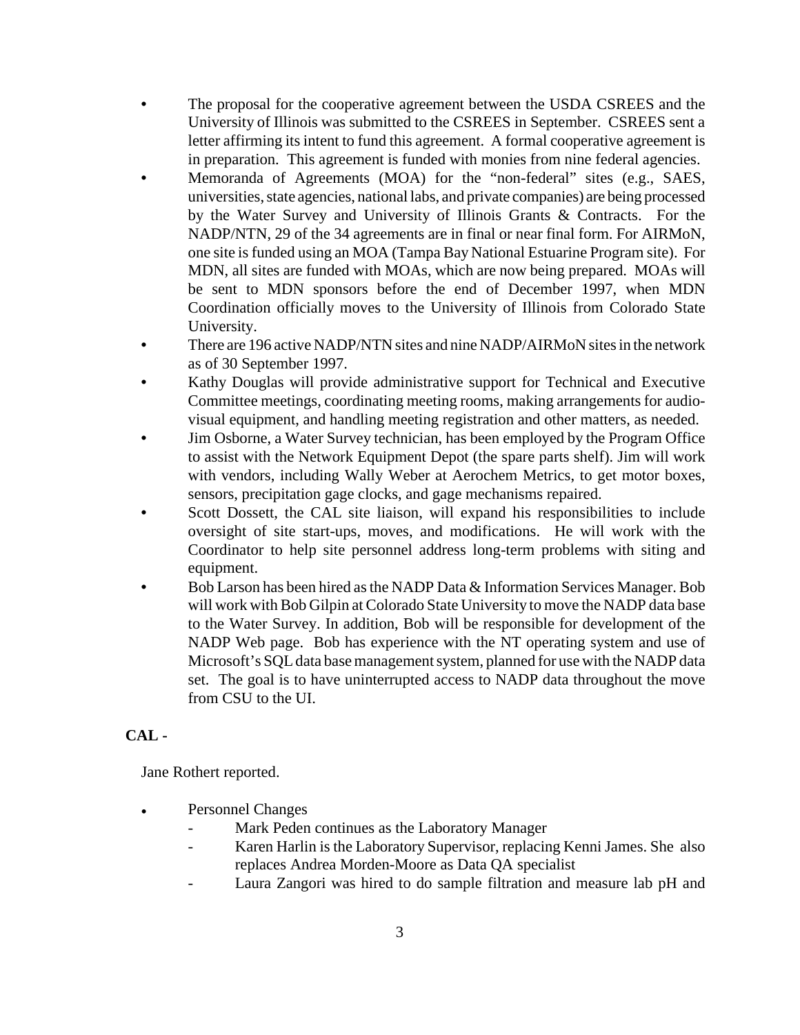- The proposal for the cooperative agreement between the USDA CSREES and the University of Illinois was submitted to the CSREES in September. CSREES sent a letter affirming its intent to fund this agreement. A formal cooperative agreement is in preparation. This agreement is funded with monies from nine federal agencies.
- Memoranda of Agreements (MOA) for the "non-federal" sites (e.g., SAES, universities, state agencies, national labs, and private companies) are being processed by the Water Survey and University of Illinois Grants & Contracts. For the NADP/NTN, 29 of the 34 agreements are in final or near final form. For AIRMoN, one site is funded using an MOA (Tampa Bay National Estuarine Program site). For MDN, all sites are funded with MOAs, which are now being prepared. MOAs will be sent to MDN sponsors before the end of December 1997, when MDN Coordination officially moves to the University of Illinois from Colorado State University.
- There are 196 active NADP/NTN sites and nine NADP/AIRMoN sites in the network as of 30 September 1997.
- Kathy Douglas will provide administrative support for Technical and Executive Committee meetings, coordinating meeting rooms, making arrangements for audio-visual equipment, and handling meeting registration and other matters, as needed.
- Jim Osborne, a Water Survey technician, has been employed by the Program Office to assist with the Network Equipment Depot (the spare parts shelf). Jim will work with vendors, including Wally Weber at Aerochem Metrics, to get motor boxes, sensors, precipitation gage clocks, and gage mechanisms repaired.
- Scott Dossett, the CAL site liaison, will expand his responsibilities to include oversight of site start-ups, moves, and modifications. He will work with the Coordinator to help site personnel address long-term problems with siting and equipment.
- Bob Larson has been hired as the NADP Data & Information Services Manager. Bob will work with Bob Gilpin at Colorado State University to move the NADP data base to the Water Survey. In addition, Bob will be responsible for development of the NADP Web page. Bob has experience with the NT operating system and use of Microsoft's SQL data base management system, planned for use with the NADP data set. The goal is to have uninterrupted access to NADP data throughout the move from CSU to the UI.

**CAL -**

Jane Rothert reported.

- Personnel Changes
  - Mark Peden continues as the Laboratory Manager
  - Karen Harlin is the Laboratory Supervisor, replacing Kenni James. She also replaces Andrea Morden-Moore as Data QA specialist
  - Laura Zangori was hired to do sample filtration and measure lab pH and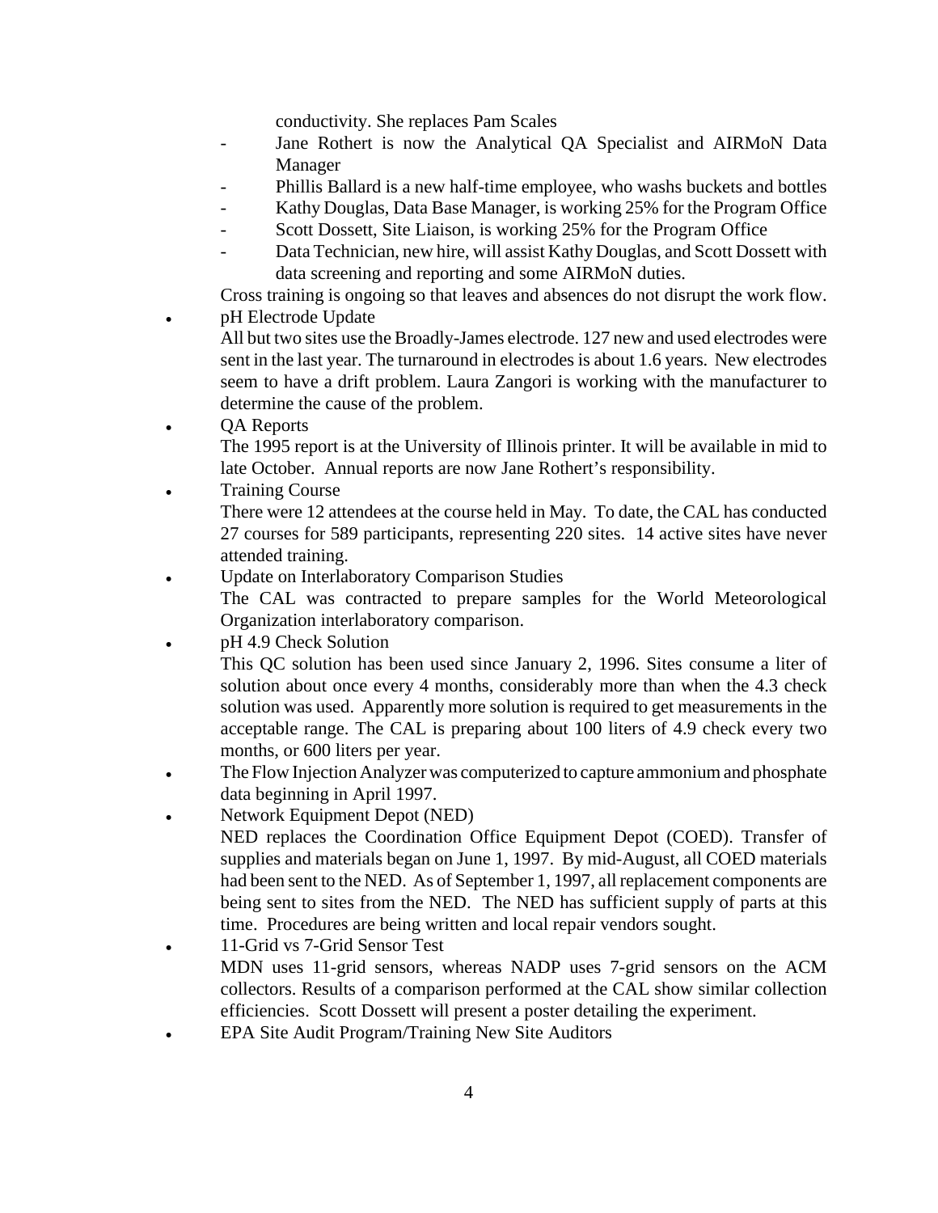conductivity. She replaces Pam Scales

  - Jane Rothert is now the Analytical QA Specialist and AIRMoN Data Manager
  - Phillis Ballard is a new half-time employee, who washs buckets and bottles
  - Kathy Douglas, Data Base Manager, is working 25% for the Program Office
  - Scott Dossett, Site Liaison, is working 25% for the Program Office
  - Data Technician, new hire, will assist Kathy Douglas, and Scott Dossett with data screening and reporting and some AIRMoN duties.

  Cross training is ongoing so that leaves and absences do not disrupt the work flow.

- pH Electrode Update

  All but two sites use the Broadly-James electrode. 127 new and used electrodes were sent in the last year. The turnaround in electrodes is about 1.6 years. New electrodes seem to have a drift problem. Laura Zangori is working with the manufacturer to determine the cause of the problem.

- QA Reports

  The 1995 report is at the University of Illinois printer. It will be available in mid to late October. Annual reports are now Jane Rothert's responsibility.

- Training Course

  There were 12 attendees at the course held in May. To date, the CAL has conducted 27 courses for 589 participants, representing 220 sites. 14 active sites have never attended training.

- Update on Interlaboratory Comparison Studies

  The CAL was contracted to prepare samples for the World Meteorological Organization interlaboratory comparison.

- pH 4.9 Check Solution

  This QC solution has been used since January 2, 1996. Sites consume a liter of solution about once every 4 months, considerably more than when the 4.3 check solution was used. Apparently more solution is required to get measurements in the acceptable range. The CAL is preparing about 100 liters of 4.9 check every two months, or 600 liters per year.

- The Flow Injection Analyzer was computerized to capture ammonium and phosphate data beginning in April 1997.

- Network Equipment Depot (NED)

  NED replaces the Coordination Office Equipment Depot (COED). Transfer of supplies and materials began on June 1, 1997. By mid-August, all COED materials had been sent to the NED. As of September 1, 1997, all replacement components are being sent to sites from the NED. The NED has sufficient supply of parts at this time. Procedures are being written and local repair vendors sought.

- 11-Grid vs 7-Grid Sensor Test

  MDN uses 11-grid sensors, whereas NADP uses 7-grid sensors on the ACM collectors. Results of a comparison performed at the CAL show similar collection efficiencies. Scott Dossett will present a poster detailing the experiment.

- EPA Site Audit Program/Training New Site Auditors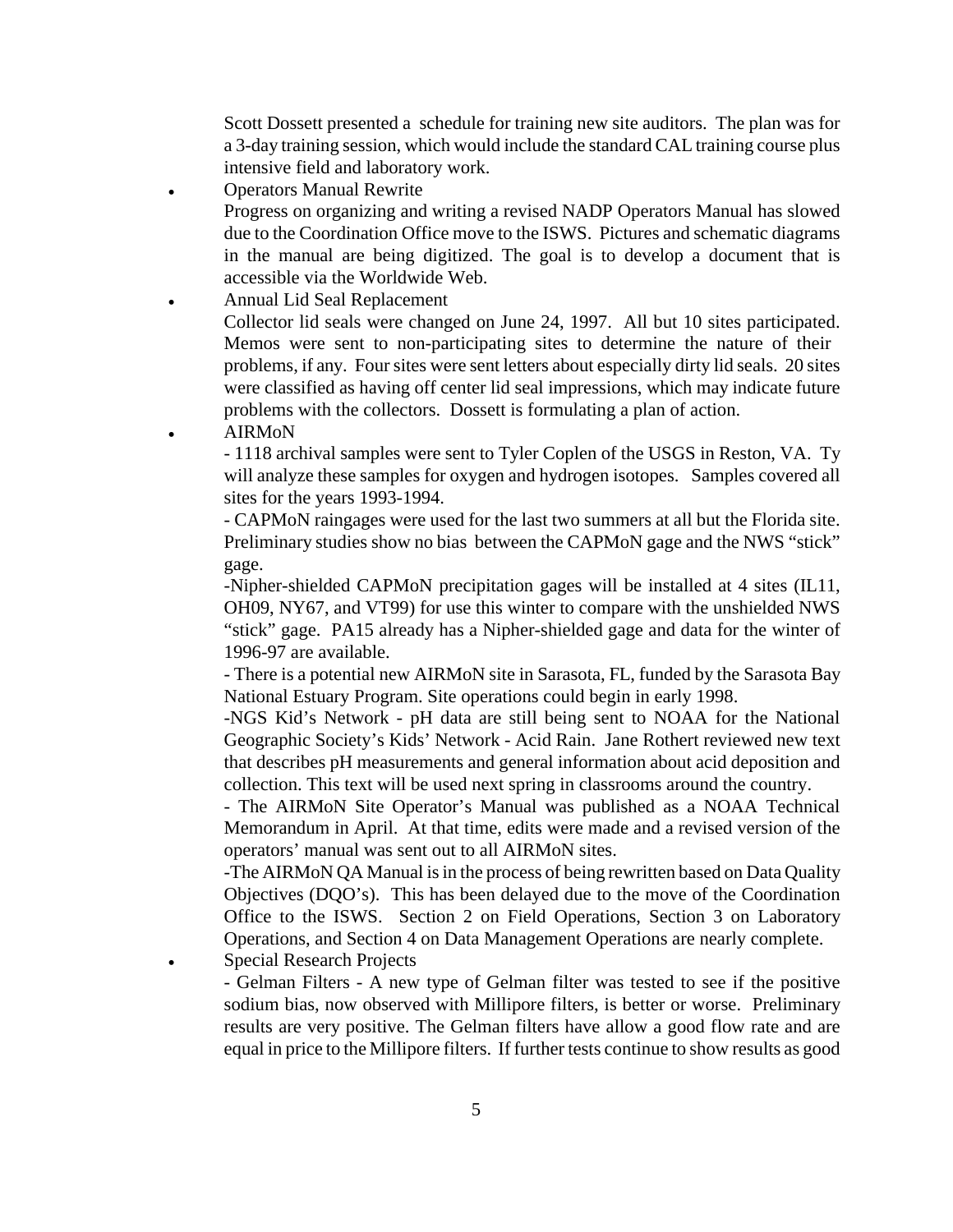Scott Dossett presented a schedule for training new site auditors. The plan was for a 3-day training session, which would include the standard CAL training course plus intensive field and laboratory work.

- Operators Manual Rewrite
  Progress on organizing and writing a revised NADP Operators Manual has slowed due to the Coordination Office move to the ISWS. Pictures and schematic diagrams in the manual are being digitized. The goal is to develop a document that is accessible via the Worldwide Web.
- Annual Lid Seal Replacement
  Collector lid seals were changed on June 24, 1997. All but 10 sites participated. Memos were sent to non-participating sites to determine the nature of their problems, if any. Four sites were sent letters about especially dirty lid seals. 20 sites were classified as having off center lid seal impressions, which may indicate future problems with the collectors. Dossett is formulating a plan of action.
- AIRMoN
  - 1118 archival samples were sent to Tyler Coplen of the USGS in Reston, VA. Ty will analyze these samples for oxygen and hydrogen isotopes. Samples covered all sites for the years 1993-1994.
  - CAPMoN raingages were used for the last two summers at all but the Florida site. Preliminary studies show no bias between the CAPMoN gage and the NWS "stick" gage.
  - Nipher-shielded CAPMoN precipitation gages will be installed at 4 sites (IL11, OH09, NY67, and VT99) for use this winter to compare with the unshielded NWS "stick" gage. PA15 already has a Nipher-shielded gage and data for the winter of 1996-97 are available.
  - There is a potential new AIRMoN site in Sarasota, FL, funded by the Sarasota Bay National Estuary Program. Site operations could begin in early 1998.
  - NGS Kid's Network - pH data are still being sent to NOAA for the National Geographic Society's Kids' Network - Acid Rain. Jane Rothert reviewed new text that describes pH measurements and general information about acid deposition and collection. This text will be used next spring in classrooms around the country.
  - The AIRMoN Site Operator's Manual was published as a NOAA Technical Memorandum in April. At that time, edits were made and a revised version of the operators' manual was sent out to all AIRMoN sites.
  - The AIRMoN QA Manual is in the process of being rewritten based on Data Quality Objectives (DQO's). This has been delayed due to the move of the Coordination Office to the ISWS. Section 2 on Field Operations, Section 3 on Laboratory Operations, and Section 4 on Data Management Operations are nearly complete.
- Special Research Projects
  - Gelman Filters - A new type of Gelman filter was tested to see if the positive sodium bias, now observed with Millipore filters, is better or worse. Preliminary results are very positive. The Gelman filters have allow a good flow rate and are equal in price to the Millipore filters. If further tests continue to show results as good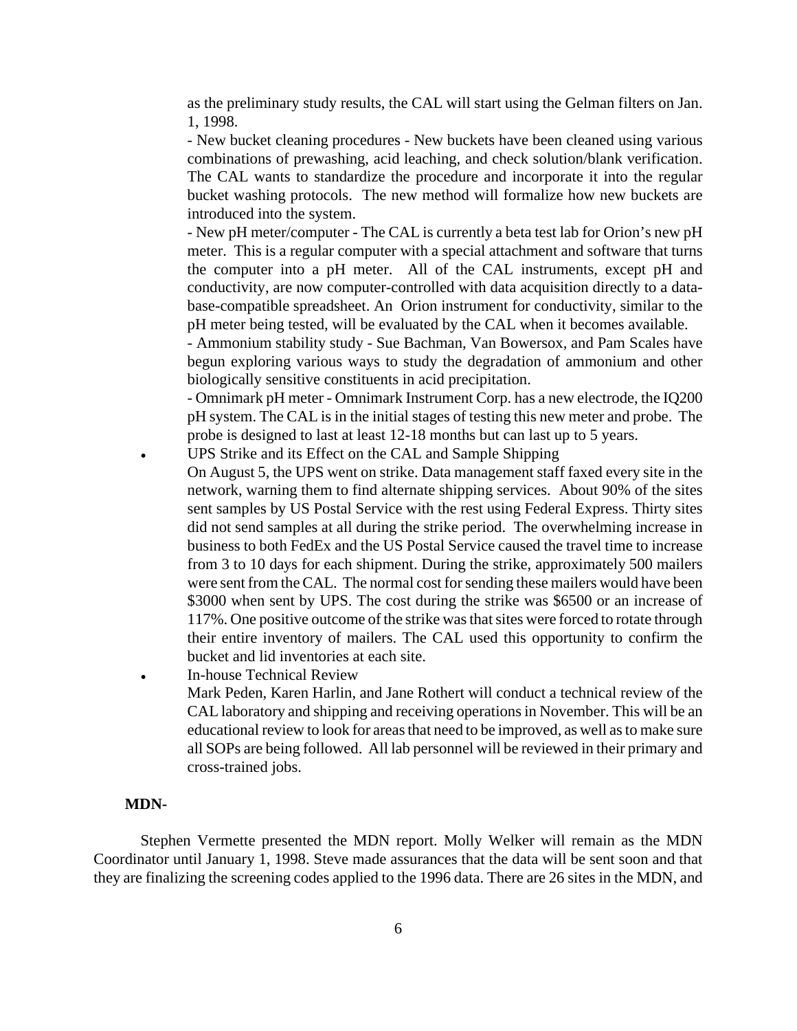as the preliminary study results, the CAL will start using the Gelman filters on Jan. 1, 1998.

- New bucket cleaning procedures - New buckets have been cleaned using various combinations of prewashing, acid leaching, and check solution/blank verification. The CAL wants to standardize the procedure and incorporate it into the regular bucket washing protocols. The new method will formalize how new buckets are introduced into the system.

- New pH meter/computer - The CAL is currently a beta test lab for Orion's new pH meter. This is a regular computer with a special attachment and software that turns the computer into a pH meter. All of the CAL instruments, except pH and conductivity, are now computer-controlled with data acquisition directly to a database-compatible spreadsheet. An Orion instrument for conductivity, similar to the pH meter being tested, will be evaluated by the CAL when it becomes available.

- Ammonium stability study - Sue Bachman, Van Bowersox, and Pam Scales have begun exploring various ways to study the degradation of ammonium and other biologically sensitive constituents in acid precipitation.

- Omnimark pH meter - Omnimark Instrument Corp. has a new electrode, the IQ200 pH system. The CAL is in the initial stages of testing this new meter and probe. The probe is designed to last at least 12-18 months but can last up to 5 years.

- UPS Strike and its Effect on the CAL and Sample Shipping

  On August 5, the UPS went on strike. Data management staff faxed every site in the network, warning them to find alternate shipping services. About 90% of the sites sent samples by US Postal Service with the rest using Federal Express. Thirty sites did not send samples at all during the strike period. The overwhelming increase in business to both FedEx and the US Postal Service caused the travel time to increase from 3 to 10 days for each shipment. During the strike, approximately 500 mailers were sent from the CAL. The normal cost for sending these mailers would have been $3000 when sent by UPS. The cost during the strike was $6500 or an increase of 117%. One positive outcome of the strike was that sites were forced to rotate through their entire inventory of mailers. The CAL used this opportunity to confirm the bucket and lid inventories at each site.

- In-house Technical Review

  Mark Peden, Karen Harlin, and Jane Rothert will conduct a technical review of the CAL laboratory and shipping and receiving operations in November. This will be an educational review to look for areas that need to be improved, as well as to make sure all SOPs are being followed. All lab personnel will be reviewed in their primary and cross-trained jobs.

**MDN-**

Stephen Vermette presented the MDN report. Molly Welker will remain as the MDN Coordinator until January 1, 1998. Steve made assurances that the data will be sent soon and that they are finalizing the screening codes applied to the 1996 data. There are 26 sites in the MDN, and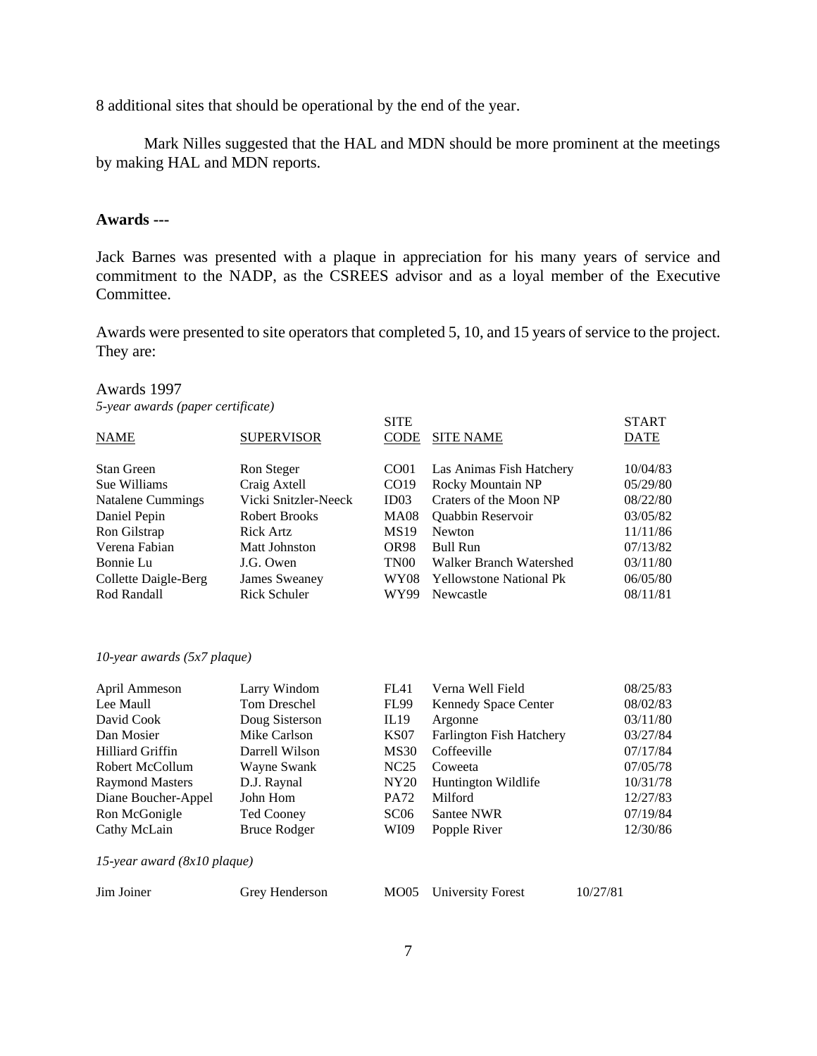8 additional sites that should be operational by the end of the year.

Mark Nilles suggested that the HAL and MDN should be more prominent at the meetings by making HAL and MDN reports.

**Awards ---**

Jack Barnes was presented with a plaque in appreciation for his many years of service and commitment to the NADP, as the CSREES advisor and as a loyal member of the Executive Committee.

Awards were presented to site operators that completed 5, 10, and 15 years of service to the project. They are:

Awards 1997

*5-year awards (paper certificate)*

| NAME | SUPERVISOR | SITE CODE | SITE NAME | START DATE |
|---|---|---|---|---|
| Stan Green | Ron Steger | CO01 | Las Animas Fish Hatchery | 10/04/83 |
| Sue Williams | Craig Axtell | CO19 | Rocky Mountain NP | 05/29/80 |
| Natalene Cummings | Vicki Snitzler-Neeck | ID03 | Craters of the Moon NP | 08/22/80 |
| Daniel Pepin | Robert Brooks | MA08 | Quabbin Reservoir | 03/05/82 |
| Ron Gilstrap | Rick Artz | MS19 | Newton | 11/11/86 |
| Verena Fabian | Matt Johnston | OR98 | Bull Run | 07/13/82 |
| Bonnie Lu | J.G. Owen | TN00 | Walker Branch Watershed | 03/11/80 |
| Collette Daigle-Berg | James Sweaney | WY08 | Yellowstone National Pk | 06/05/80 |
| Rod Randall | Rick Schuler | WY99 | Newcastle | 08/11/81 |

*10-year awards (5x7 plaque)*

| NAME | SUPERVISOR | SITE CODE | SITE NAME | START DATE |
|---|---|---|---|---|
| April Ammeson | Larry Windom | FL41 | Verna Well Field | 08/25/83 |
| Lee Maull | Tom Dreschel | FL99 | Kennedy Space Center | 08/02/83 |
| David Cook | Doug Sisterson | IL19 | Argonne | 03/11/80 |
| Dan Mosier | Mike Carlson | KS07 | Farlington Fish Hatchery | 03/27/84 |
| Hilliard Griffin | Darrell Wilson | MS30 | Coffeeville | 07/17/84 |
| Robert McCollum | Wayne Swank | NC25 | Coweeta | 07/05/78 |
| Raymond Masters | D.J. Raynal | NY20 | Huntington Wildlife | 10/31/78 |
| Diane Boucher-Appel | John Hom | PA72 | Milford | 12/27/83 |
| Ron McGonigle | Ted Cooney | SC06 | Santee NWR | 07/19/84 |
| Cathy McLain | Bruce Rodger | WI09 | Popple River | 12/30/86 |

*15-year award (8x10 plaque)*

| NAME | SUPERVISOR | SITE CODE | SITE NAME | START DATE |
|---|---|---|---|---|
| Jim Joiner | Grey Henderson | MO05 | University Forest | 10/27/81 |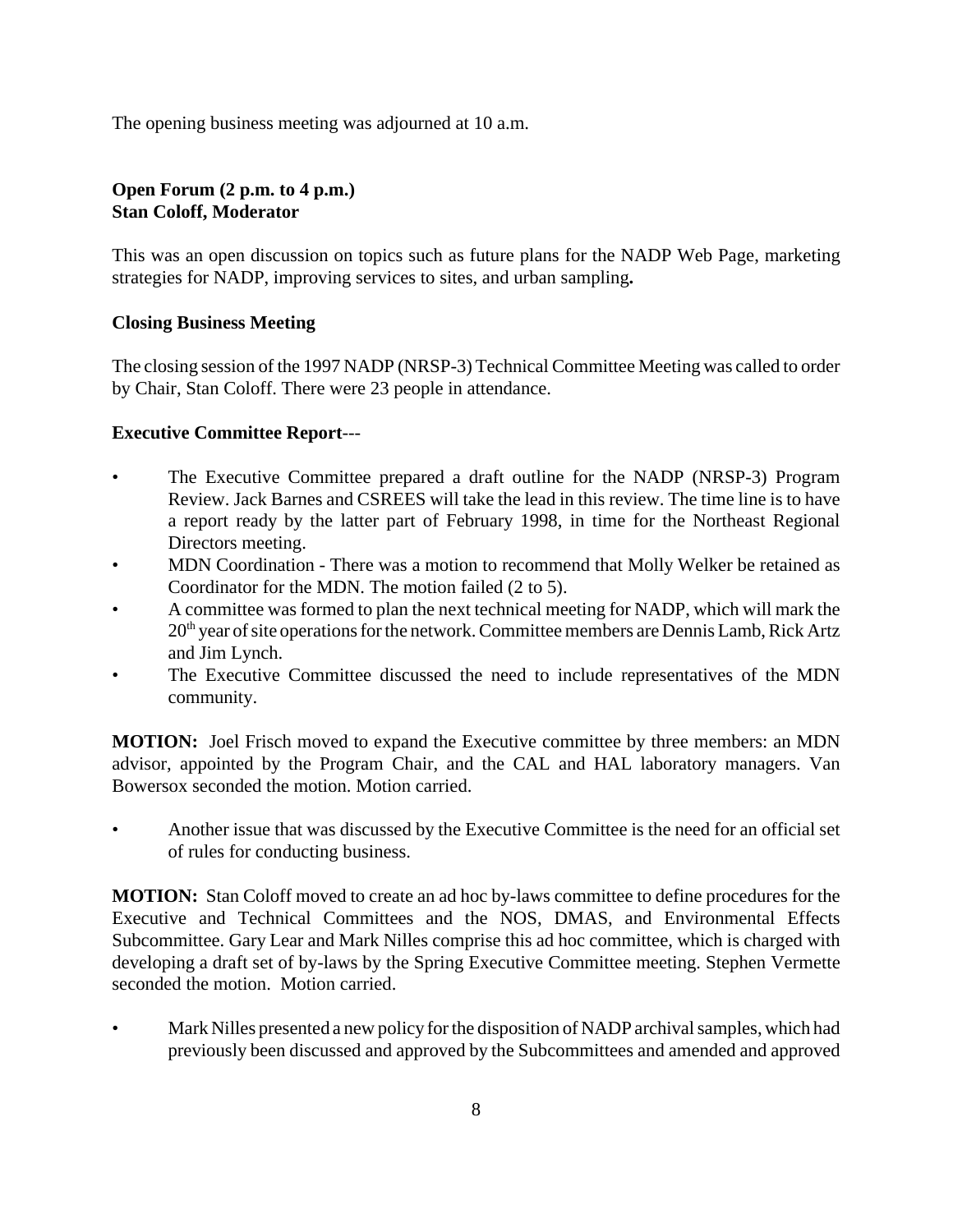The opening business meeting was adjourned at 10 a.m.

**Open Forum (2 p.m. to 4 p.m.)**
**Stan Coloff, Moderator**

This was an open discussion on topics such as future plans for the NADP Web Page, marketing strategies for NADP, improving services to sites, and urban sampling**.**

**Closing Business Meeting**

The closing session of the 1997 NADP (NRSP-3) Technical Committee Meeting was called to order by Chair, Stan Coloff. There were 23 people in attendance.

**Executive Committee Report**---

- The Executive Committee prepared a draft outline for the NADP (NRSP-3) Program Review. Jack Barnes and CSREES will take the lead in this review. The time line is to have a report ready by the latter part of February 1998, in time for the Northeast Regional Directors meeting.
- MDN Coordination - There was a motion to recommend that Molly Welker be retained as Coordinator for the MDN. The motion failed (2 to 5).
- A committee was formed to plan the next technical meeting for NADP, which will mark the 20th year of site operations for the network. Committee members are Dennis Lamb, Rick Artz and Jim Lynch.
- The Executive Committee discussed the need to include representatives of the MDN community.

**MOTION:** Joel Frisch moved to expand the Executive committee by three members: an MDN advisor, appointed by the Program Chair, and the CAL and HAL laboratory managers. Van Bowersox seconded the motion. Motion carried.

- Another issue that was discussed by the Executive Committee is the need for an official set of rules for conducting business.

**MOTION:** Stan Coloff moved to create an ad hoc by-laws committee to define procedures for the Executive and Technical Committees and the NOS, DMAS, and Environmental Effects Subcommittee. Gary Lear and Mark Nilles comprise this ad hoc committee, which is charged with developing a draft set of by-laws by the Spring Executive Committee meeting. Stephen Vermette seconded the motion. Motion carried.

- Mark Nilles presented a new policy for the disposition of NADP archival samples, which had previously been discussed and approved by the Subcommittees and amended and approved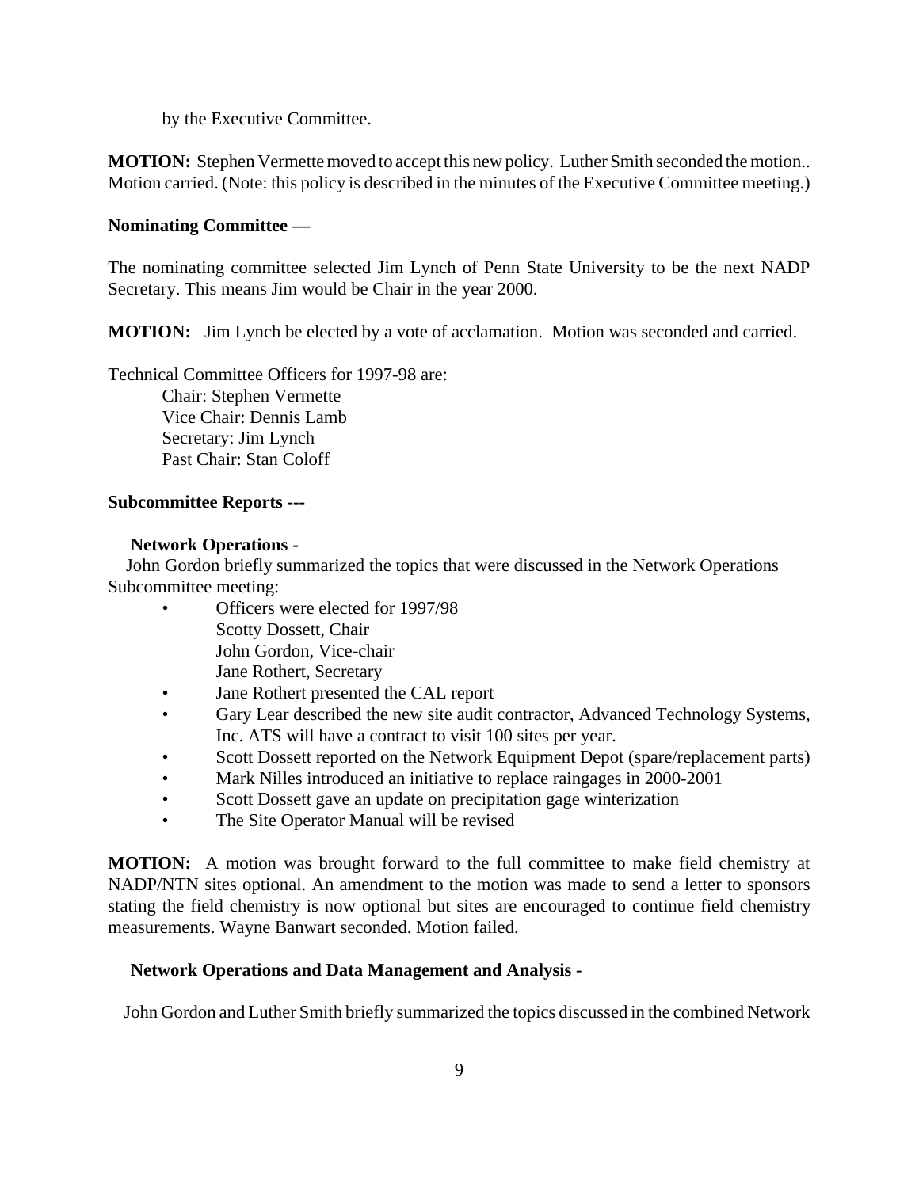by the Executive Committee.

**MOTION:** Stephen Vermette moved to accept this new policy. Luther Smith seconded the motion.. Motion carried. (Note: this policy is described in the minutes of the Executive Committee meeting.)

**Nominating Committee —**

The nominating committee selected Jim Lynch of Penn State University to be the next NADP Secretary. This means Jim would be Chair in the year 2000.

**MOTION:** Jim Lynch be elected by a vote of acclamation. Motion was seconded and carried.

Technical Committee Officers for 1997-98 are:
Chair: Stephen Vermette
Vice Chair: Dennis Lamb
Secretary: Jim Lynch
Past Chair: Stan Coloff

**Subcommittee Reports ---**

**Network Operations -**

John Gordon briefly summarized the topics that were discussed in the Network Operations Subcommittee meeting:

- Officers were elected for 1997/98
  Scotty Dossett, Chair
  John Gordon, Vice-chair
  Jane Rothert, Secretary
- Jane Rothert presented the CAL report
- Gary Lear described the new site audit contractor, Advanced Technology Systems, Inc. ATS will have a contract to visit 100 sites per year.
- Scott Dossett reported on the Network Equipment Depot (spare/replacement parts)
- Mark Nilles introduced an initiative to replace raingages in 2000-2001
- Scott Dossett gave an update on precipitation gage winterization
- The Site Operator Manual will be revised

**MOTION:** A motion was brought forward to the full committee to make field chemistry at NADP/NTN sites optional. An amendment to the motion was made to send a letter to sponsors stating the field chemistry is now optional but sites are encouraged to continue field chemistry measurements. Wayne Banwart seconded. Motion failed.

**Network Operations and Data Management and Analysis -**

John Gordon and Luther Smith briefly summarized the topics discussed in the combined Network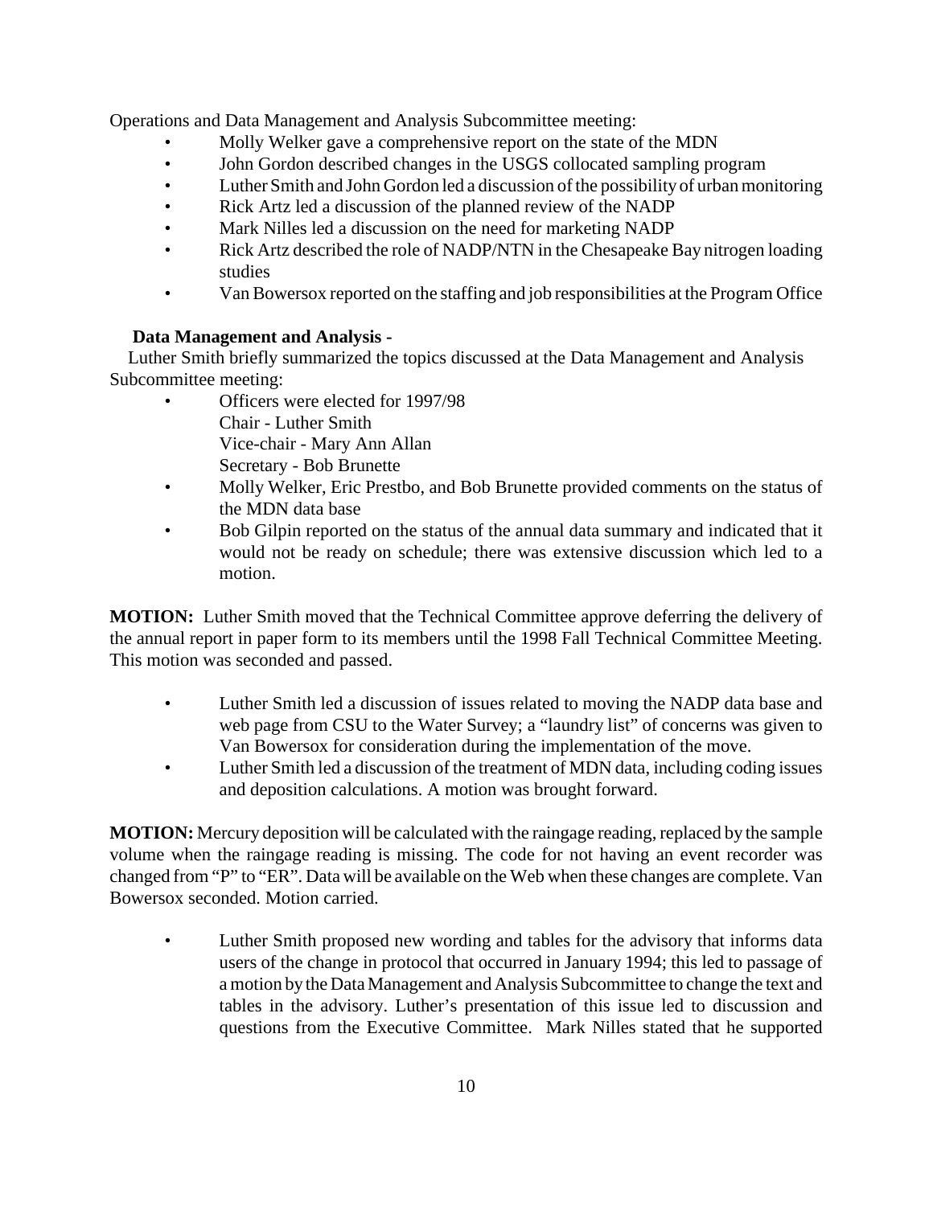Operations and Data Management and Analysis Subcommittee meeting:

- Molly Welker gave a comprehensive report on the state of the MDN
- John Gordon described changes in the USGS collocated sampling program
- Luther Smith and John Gordon led a discussion of the possibility of urban monitoring
- Rick Artz led a discussion of the planned review of the NADP
- Mark Nilles led a discussion on the need for marketing NADP
- Rick Artz described the role of NADP/NTN in the Chesapeake Bay nitrogen loading studies
- Van Bowersox reported on the staffing and job responsibilities at the Program Office

**Data Management and Analysis -**

Luther Smith briefly summarized the topics discussed at the Data Management and Analysis Subcommittee meeting:

- Officers were elected for 1997/98
  Chair - Luther Smith
  Vice-chair - Mary Ann Allan
  Secretary - Bob Brunette
- Molly Welker, Eric Prestbo, and Bob Brunette provided comments on the status of the MDN data base
- Bob Gilpin reported on the status of the annual data summary and indicated that it would not be ready on schedule; there was extensive discussion which led to a motion.

**MOTION:** Luther Smith moved that the Technical Committee approve deferring the delivery of the annual report in paper form to its members until the 1998 Fall Technical Committee Meeting. This motion was seconded and passed.

- Luther Smith led a discussion of issues related to moving the NADP data base and web page from CSU to the Water Survey; a "laundry list" of concerns was given to Van Bowersox for consideration during the implementation of the move.
- Luther Smith led a discussion of the treatment of MDN data, including coding issues and deposition calculations. A motion was brought forward.

**MOTION:** Mercury deposition will be calculated with the raingage reading, replaced by the sample volume when the raingage reading is missing. The code for not having an event recorder was changed from "P" to "ER". Data will be available on the Web when these changes are complete. Van Bowersox seconded. Motion carried.

- Luther Smith proposed new wording and tables for the advisory that informs data users of the change in protocol that occurred in January 1994; this led to passage of a motion by the Data Management and Analysis Subcommittee to change the text and tables in the advisory. Luther's presentation of this issue led to discussion and questions from the Executive Committee. Mark Nilles stated that he supported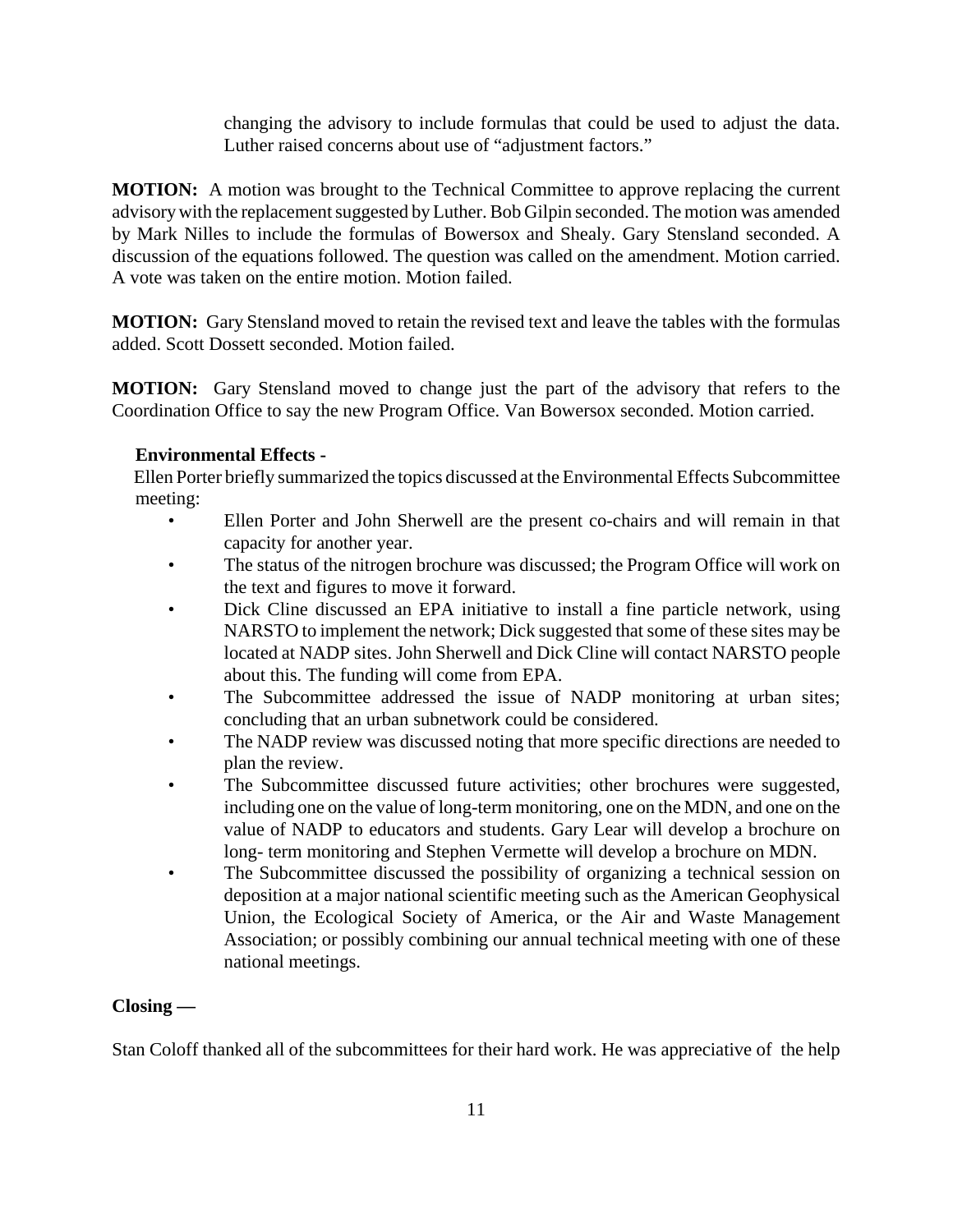changing the advisory to include formulas that could be used to adjust the data. Luther raised concerns about use of "adjustment factors."

**MOTION:** A motion was brought to the Technical Committee to approve replacing the current advisory with the replacement suggested by Luther. Bob Gilpin seconded. The motion was amended by Mark Nilles to include the formulas of Bowersox and Shealy. Gary Stensland seconded. A discussion of the equations followed. The question was called on the amendment. Motion carried. A vote was taken on the entire motion. Motion failed.

**MOTION:** Gary Stensland moved to retain the revised text and leave the tables with the formulas added. Scott Dossett seconded. Motion failed.

**MOTION:** Gary Stensland moved to change just the part of the advisory that refers to the Coordination Office to say the new Program Office. Van Bowersox seconded. Motion carried.

**Environmental Effects -**

Ellen Porter briefly summarized the topics discussed at the Environmental Effects Subcommittee meeting:

- Ellen Porter and John Sherwell are the present co-chairs and will remain in that capacity for another year.
- The status of the nitrogen brochure was discussed; the Program Office will work on the text and figures to move it forward.
- Dick Cline discussed an EPA initiative to install a fine particle network, using NARSTO to implement the network; Dick suggested that some of these sites may be located at NADP sites. John Sherwell and Dick Cline will contact NARSTO people about this. The funding will come from EPA.
- The Subcommittee addressed the issue of NADP monitoring at urban sites; concluding that an urban subnetwork could be considered.
- The NADP review was discussed noting that more specific directions are needed to plan the review.
- The Subcommittee discussed future activities; other brochures were suggested, including one on the value of long-term monitoring, one on the MDN, and one on the value of NADP to educators and students. Gary Lear will develop a brochure on long- term monitoring and Stephen Vermette will develop a brochure on MDN.
- The Subcommittee discussed the possibility of organizing a technical session on deposition at a major national scientific meeting such as the American Geophysical Union, the Ecological Society of America, or the Air and Waste Management Association; or possibly combining our annual technical meeting with one of these national meetings.

**Closing —**

Stan Coloff thanked all of the subcommittees for their hard work. He was appreciative of the help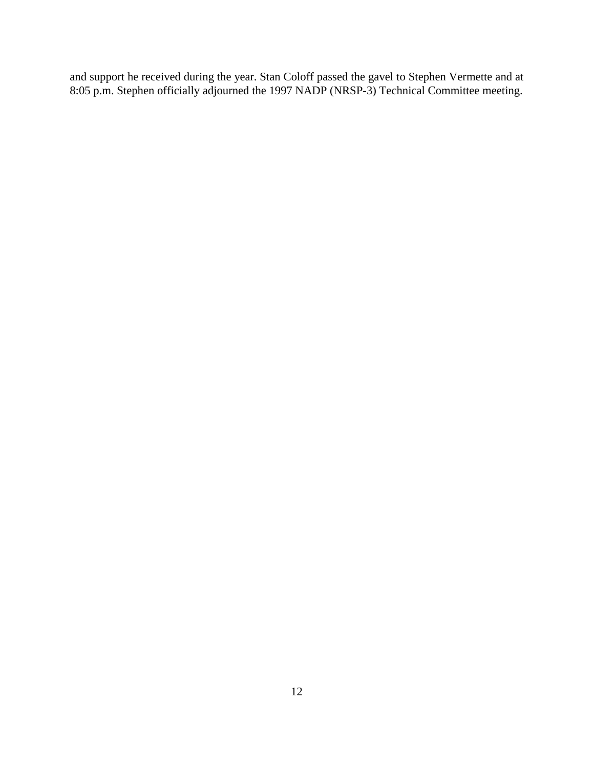and support he received during the year. Stan Coloff passed the gavel to Stephen Vermette and at 8:05 p.m. Stephen officially adjourned the 1997 NADP (NRSP-3) Technical Committee meeting.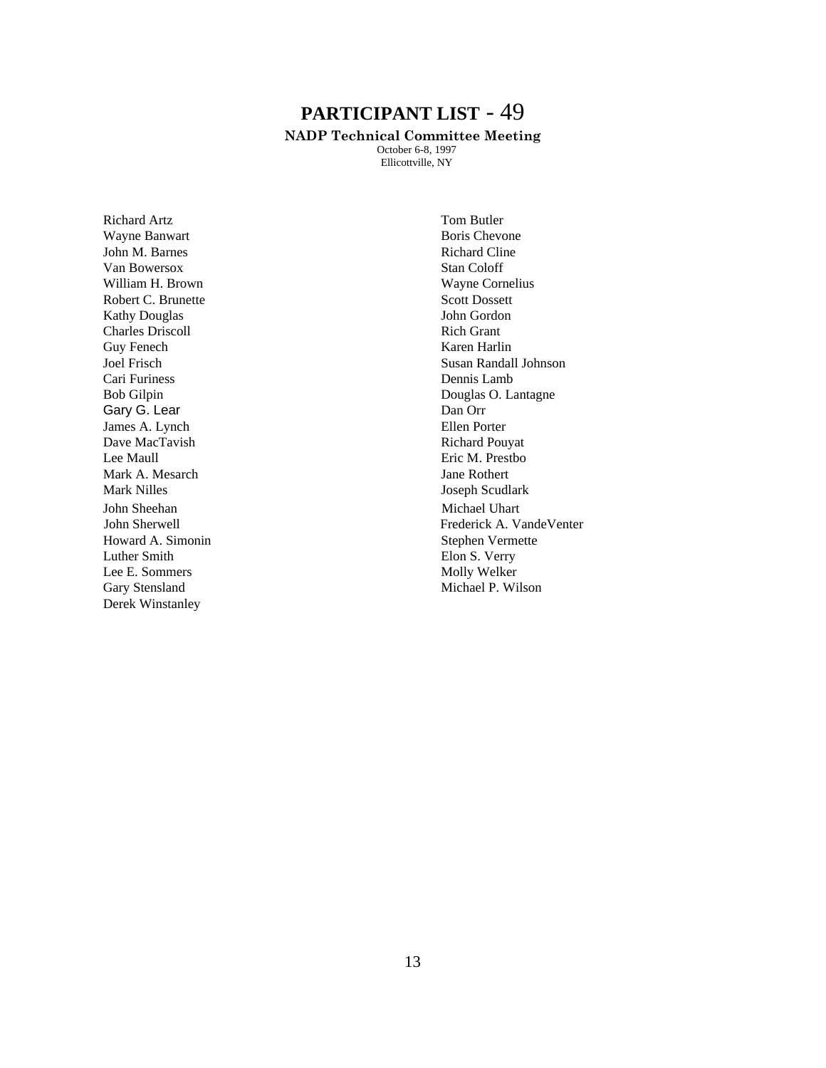# PARTICIPANT LIST - 49

**NADP Technical Committee Meeting**

October 6-8, 1997

Ellicottville, NY

Richard Artz
Wayne Banwart
John M. Barnes
Van Bowersox
William H. Brown
Robert C. Brunette
Kathy Douglas
Charles Driscoll
Guy Fenech
Joel Frisch
Cari Furiness
Bob Gilpin
Gary G. Lear
James A. Lynch
Dave MacTavish
Lee Maull
Mark A. Mesarch
Mark Nilles
John Sheehan
John Sherwell
Howard A. Simonin
Luther Smith
Lee E. Sommers
Gary Stensland
Derek Winstanley

Tom Butler
Boris Chevone
Richard Cline
Stan Coloff
Wayne Cornelius
Scott Dossett
John Gordon
Rich Grant
Karen Harlin
Susan Randall Johnson
Dennis Lamb
Douglas O. Lantagne
Dan Orr
Ellen Porter
Richard Pouyat
Eric M. Prestbo
Jane Rothert
Joseph Scudlark
Michael Uhart
Frederick A. VandeVenter
Stephen Vermette
Elon S. Verry
Molly Welker
Michael P. Wilson